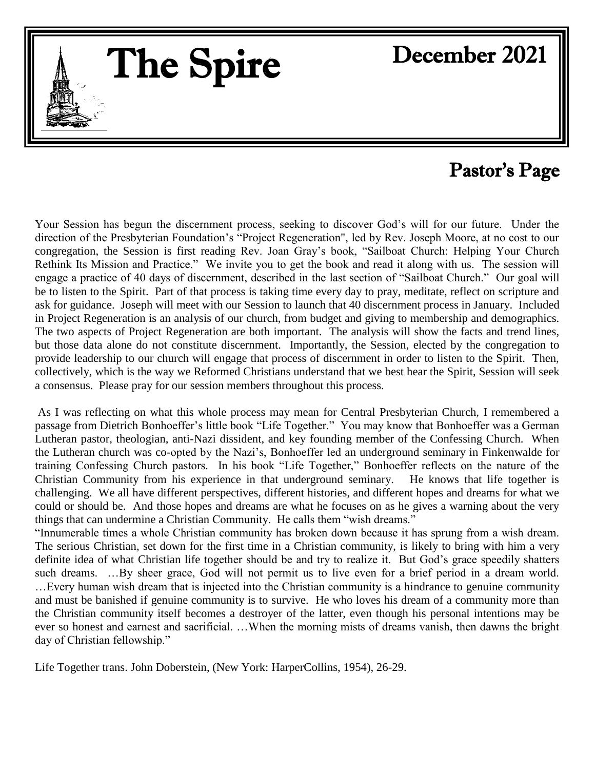# The Spire

## December 2021

## Pastor's Page

Your Session has begun the discernment process, seeking to discover God's will for our future. Under the direction of the Presbyterian Foundation's "Project Regeneration", led by Rev. Joseph Moore, at no cost to our congregation, the Session is first reading Rev. Joan Gray's book, "Sailboat Church: Helping Your Church Rethink Its Mission and Practice." We invite you to get the book and read it along with us. The session will engage a practice of 40 days of discernment, described in the last section of "Sailboat Church." Our goal will be to listen to the Spirit. Part of that process is taking time every day to pray, meditate, reflect on scripture and ask for guidance. Joseph will meet with our Session to launch that 40 discernment process in January. Included in Project Regeneration is an analysis of our church, from budget and giving to membership and demographics. The two aspects of Project Regeneration are both important. The analysis will show the facts and trend lines, but those data alone do not constitute discernment. Importantly, the Session, elected by the congregation to provide leadership to our church will engage that process of discernment in order to listen to the Spirit. Then, collectively, which is the way we Reformed Christians understand that we best hear the Spirit, Session will seek a consensus. Please pray for our session members throughout this process.

As I was reflecting on what this whole process may mean for Central Presbyterian Church, I remembered a passage from Dietrich Bonhoeffer's little book "Life Together." You may know that Bonhoeffer was a German Lutheran pastor, theologian, anti-Nazi dissident, and key founding member of the Confessing Church. When the Lutheran church was co-opted by the Nazi's, Bonhoeffer led an underground seminary in Finkenwalde for training Confessing Church pastors. In his book "Life Together," Bonhoeffer reflects on the nature of the Christian Community from his experience in that underground seminary. He knows that life together is challenging. We all have different perspectives, different histories, and different hopes and dreams for what we could or should be. And those hopes and dreams are what he focuses on as he gives a warning about the very things that can undermine a Christian Community. He calls them "wish dreams."

"Innumerable times a whole Christian community has broken down because it has sprung from a wish dream. The serious Christian, set down for the first time in a Christian community, is likely to bring with him a very definite idea of what Christian life together should be and try to realize it. But God's grace speedily shatters such dreams. …By sheer grace, God will not permit us to live even for a brief period in a dream world. …Every human wish dream that is injected into the Christian community is a hindrance to genuine community and must be banished if genuine community is to survive. He who loves his dream of a community more than the Christian community itself becomes a destroyer of the latter, even though his personal intentions may be ever so honest and earnest and sacrificial. …When the morning mists of dreams vanish, then dawns the bright day of Christian fellowship."

Life Together trans. John Doberstein, (New York: HarperCollins, 1954), 26-29.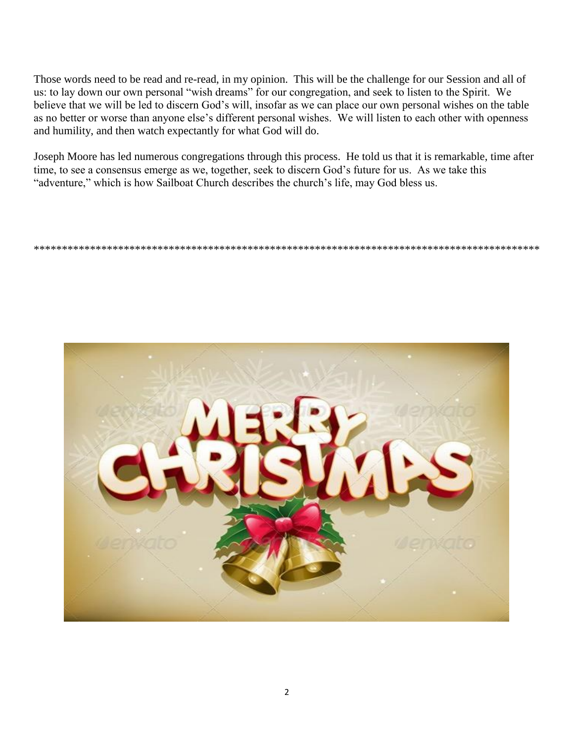Those words need to be read and re-read, in my opinion. This will be the challenge for our Session and all of us: to lay down our own personal "wish dreams" for our congregation, and seek to listen to the Spirit. We believe that we will be led to discern God's will, insofar as we can place our own personal wishes on the table as no better or worse than anyone else's different personal wishes. We will listen to each other with openness and humility, and then watch expectantly for what God will do.

Joseph Moore has led numerous congregations through this process. He told us that it is remarkable, time after time, to see a consensus emerge as we, together, seek to discern God's future for us. As we take this "adventure," which is how Sailboat Church describes the church's life, may God bless us.

*********************************************************************************************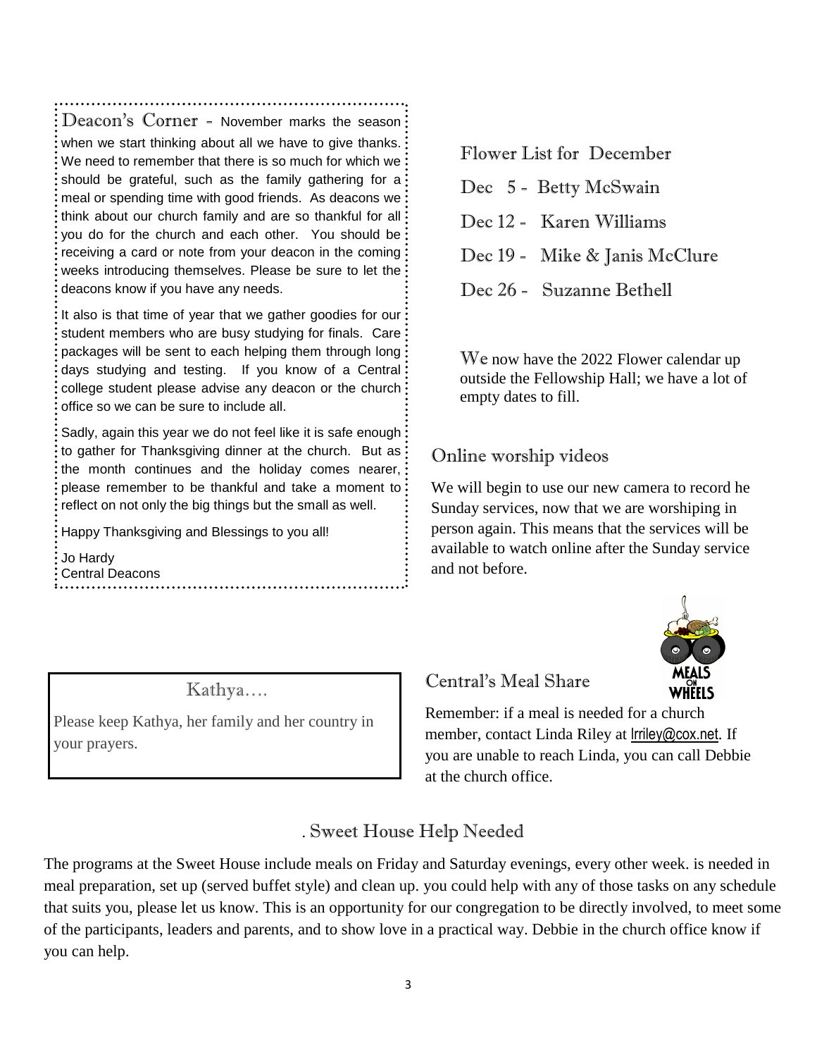## Deacon's Corner

November marks the season when we start thinking about all we have to give thanks. We need to remember that there is so much for which we should be grateful, such as the family gathering for a meal or spending time with good friends. As deacons we think about our church family and are so thankful for all you do for the church and each other. You should be receiving a card or note from your deacon in the coming weeks introducing themselves. Please be sure to let the deacons know if you have any needs.

It also is that time of year that we gather goodies for our student members who are busy studying for finals. Care packages will be sent to each helping them through long days studying and testing. If you know of a Central college student please advise any deacon or the church office so we can be sure to include all.

Sadly, again this year we do not feel like it is safe enough to gather for Thanksgiving dinner at the church. But as the month continues and the holiday comes nearer, please remember to be thankful and take a moment to reflect on not only the big things but the small as well.

Happy Thanksgiving and Blessings to you all!

Jo Hardy
Central Deacons

## Flower List for December

- Dec 5 - Betty McSwain
- Dec 12 - Karen Williams
- Dec 19 - Mike & Janis McClure
- Dec 26 - Suzanne Bethell

We now have the 2022 Flower calendar up outside the Fellowship Hall; we have a lot of empty dates to fill.

## Online worship videos

We will begin to use our new camera to record he Sunday services, now that we are worshiping in person again. This means that the services will be available to watch online after the Sunday service and not before.

## Kathya….

Please keep Kathya, her family and her country in your prayers.

## Central's Meal Share

Remember: if a meal is needed for a church member, contact Linda Riley at lrriley@cox.net. If you are unable to reach Linda, you can call Debbie at the church office.

## . Sweet House Help Needed

The programs at the Sweet House include meals on Friday and Saturday evenings, every other week. is needed in meal preparation, set up (served buffet style) and clean up. you could help with any of those tasks on any schedule that suits you, please let us know. This is an opportunity for our congregation to be directly involved, to meet some of the participants, leaders and parents, and to show love in a practical way. Debbie in the church office know if you can help.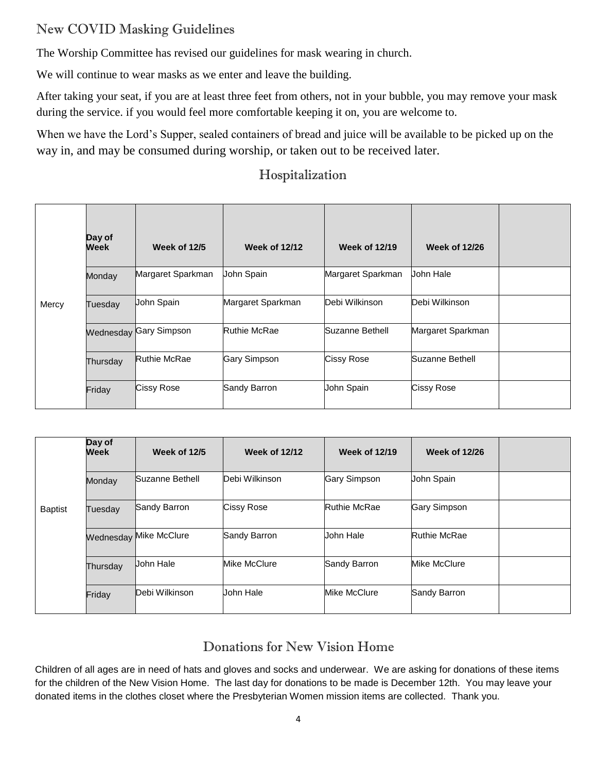## New COVID Masking Guidelines

The Worship Committee has revised our guidelines for mask wearing in church.

We will continue to wear masks as we enter and leave the building.

After taking your seat, if you are at least three feet from others, not in your bubble, you may remove your mask during the service. if you would feel more comfortable keeping it on, you are welcome to.

When we have the Lord's Supper, sealed containers of bread and juice will be available to be picked up on the way in, and may be consumed during worship, or taken out to be received later.

## Hospitalization

| | Day of Week | Week of 12/5 | Week of 12/12 | Week of 12/19 | Week of 12/26 | |
|---|---|---|---|---|---|---|
| Mercy | Monday | Margaret Sparkman | John Spain | Margaret Sparkman | John Hale | |
| | Tuesday | John Spain | Margaret Sparkman | Debi Wilkinson | Debi Wilkinson | |
| | Wednesday | Gary Simpson | Ruthie McRae | Suzanne Bethell | Margaret Sparkman | |
| | Thursday | Ruthie McRae | Gary Simpson | Cissy Rose | Suzanne Bethell | |
| | Friday | Cissy Rose | Sandy Barron | John Spain | Cissy Rose | |

| | Day of Week | Week of 12/5 | Week of 12/12 | Week of 12/19 | Week of 12/26 | |
|---|---|---|---|---|---|---|
| Baptist | Monday | Suzanne Bethell | Debi Wilkinson | Gary Simpson | John Spain | |
| | Tuesday | Sandy Barron | Cissy Rose | Ruthie McRae | Gary Simpson | |
| | Wednesday | Mike McClure | Sandy Barron | John Hale | Ruthie McRae | |
| | Thursday | John Hale | Mike McClure | Sandy Barron | Mike McClure | |
| | Friday | Debi Wilkinson | John Hale | Mike McClure | Sandy Barron | |

## Donations for New Vision Home

Children of all ages are in need of hats and gloves and socks and underwear. We are asking for donations of these items for the children of the New Vision Home. The last day for donations to be made is December 12th. You may leave your donated items in the clothes closet where the Presbyterian Women mission items are collected. Thank you.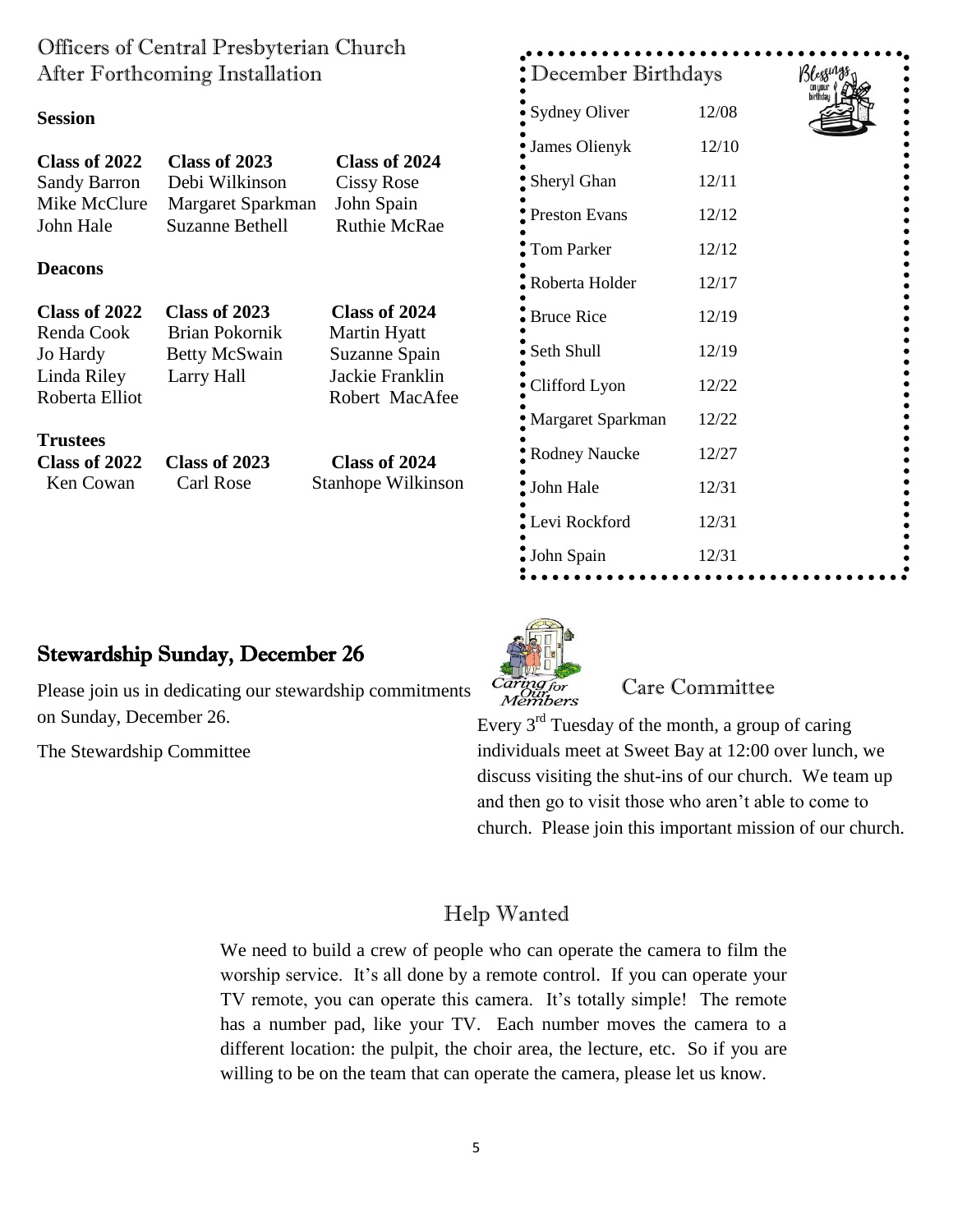## Officers of Central Presbyterian Church After Forthcoming Installation

### Session

| Class of 2022 | Class of 2023 | Class of 2024 |
|---|---|---|
| Sandy Barron | Debi Wilkinson | Cissy Rose |
| Mike McClure | Margaret Sparkman | John Spain |
| John Hale | Suzanne Bethell | Ruthie McRae |

### Deacons

| Class of 2022 | Class of 2023 | Class of 2024 |
|---|---|---|
| Renda Cook | Brian Pokornik | Martin Hyatt |
| Jo Hardy | Betty McSwain | Suzanne Spain |
| Linda Riley | Larry Hall | Jackie Franklin |
| Roberta Elliot | | Robert MacAfee |

### Trustees

| Class of 2022 | Class of 2023 | Class of 2024 |
|---|---|---|
| Ken Cowan | Carl Rose | Stanhope Wilkinson |

## December Birthdays

Blessings on your birthday

| | |
|---|---|
| Sydney Oliver | 12/08 |
| James Olienyk | 12/10 |
| Sheryl Ghan | 12/11 |
| Preston Evans | 12/12 |
| Tom Parker | 12/12 |
| Roberta Holder | 12/17 |
| Bruce Rice | 12/19 |
| Seth Shull | 12/19 |
| Clifford Lyon | 12/22 |
| Margaret Sparkman | 12/22 |
| Rodney Naucke | 12/27 |
| John Hale | 12/31 |
| Levi Rockford | 12/31 |
| John Spain | 12/31 |

## Stewardship Sunday, December 26

Please join us in dedicating our stewardship commitments on Sunday, December 26.

The Stewardship Committee

## Care Committee

*Caring for Our Members*

Every 3rd Tuesday of the month, a group of caring individuals meet at Sweet Bay at 12:00 over lunch, we discuss visiting the shut-ins of our church. We team up and then go to visit those who aren't able to come to church. Please join this important mission of our church.

## Help Wanted

We need to build a crew of people who can operate the camera to film the worship service. It's all done by a remote control. If you can operate your TV remote, you can operate this camera. It's totally simple! The remote has a number pad, like your TV. Each number moves the camera to a different location: the pulpit, the choir area, the lecture, etc. So if you are willing to be on the team that can operate the camera, please let us know.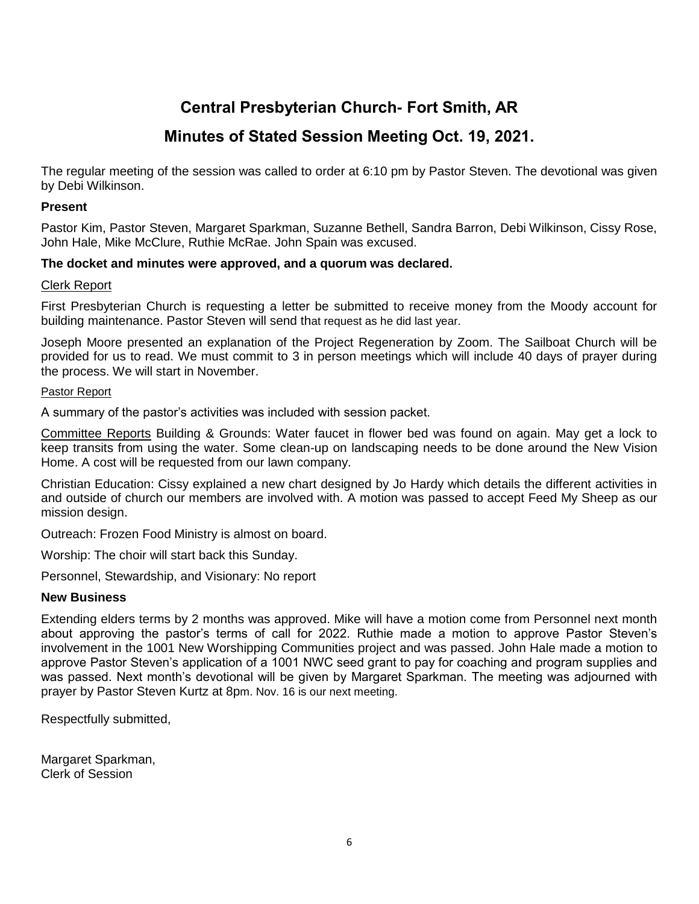# Central Presbyterian Church- Fort Smith, AR

## Minutes of Stated Session Meeting Oct. 19, 2021.

The regular meeting of the session was called to order at 6:10 pm by Pastor Steven. The devotional was given by Debi Wilkinson.

**Present**

Pastor Kim, Pastor Steven, Margaret Sparkman, Suzanne Bethell, Sandra Barron, Debi Wilkinson, Cissy Rose, John Hale, Mike McClure, Ruthie McRae. John Spain was excused.

**The docket and minutes were approved, and a quorum was declared.**

Clerk Report

First Presbyterian Church is requesting a letter be submitted to receive money from the Moody account for building maintenance. Pastor Steven will send that request as he did last year.

Joseph Moore presented an explanation of the Project Regeneration by Zoom. The Sailboat Church will be provided for us to read. We must commit to 3 in person meetings which will include 40 days of prayer during the process. We will start in November.

Pastor Report

A summary of the pastor's activities was included with session packet.

Committee Reports Building & Grounds: Water faucet in flower bed was found on again. May get a lock to keep transits from using the water. Some clean-up on landscaping needs to be done around the New Vision Home. A cost will be requested from our lawn company.

Christian Education: Cissy explained a new chart designed by Jo Hardy which details the different activities in and outside of church our members are involved with. A motion was passed to accept Feed My Sheep as our mission design.

Outreach: Frozen Food Ministry is almost on board.

Worship: The choir will start back this Sunday.

Personnel, Stewardship, and Visionary: No report

**New Business**

Extending elders terms by 2 months was approved. Mike will have a motion come from Personnel next month about approving the pastor's terms of call for 2022. Ruthie made a motion to approve Pastor Steven's involvement in the 1001 New Worshipping Communities project and was passed. John Hale made a motion to approve Pastor Steven's application of a 1001 NWC seed grant to pay for coaching and program supplies and was passed. Next month's devotional will be given by Margaret Sparkman. The meeting was adjourned with prayer by Pastor Steven Kurtz at 8pm. Nov. 16 is our next meeting.

Respectfully submitted,

Margaret Sparkman,
Clerk of Session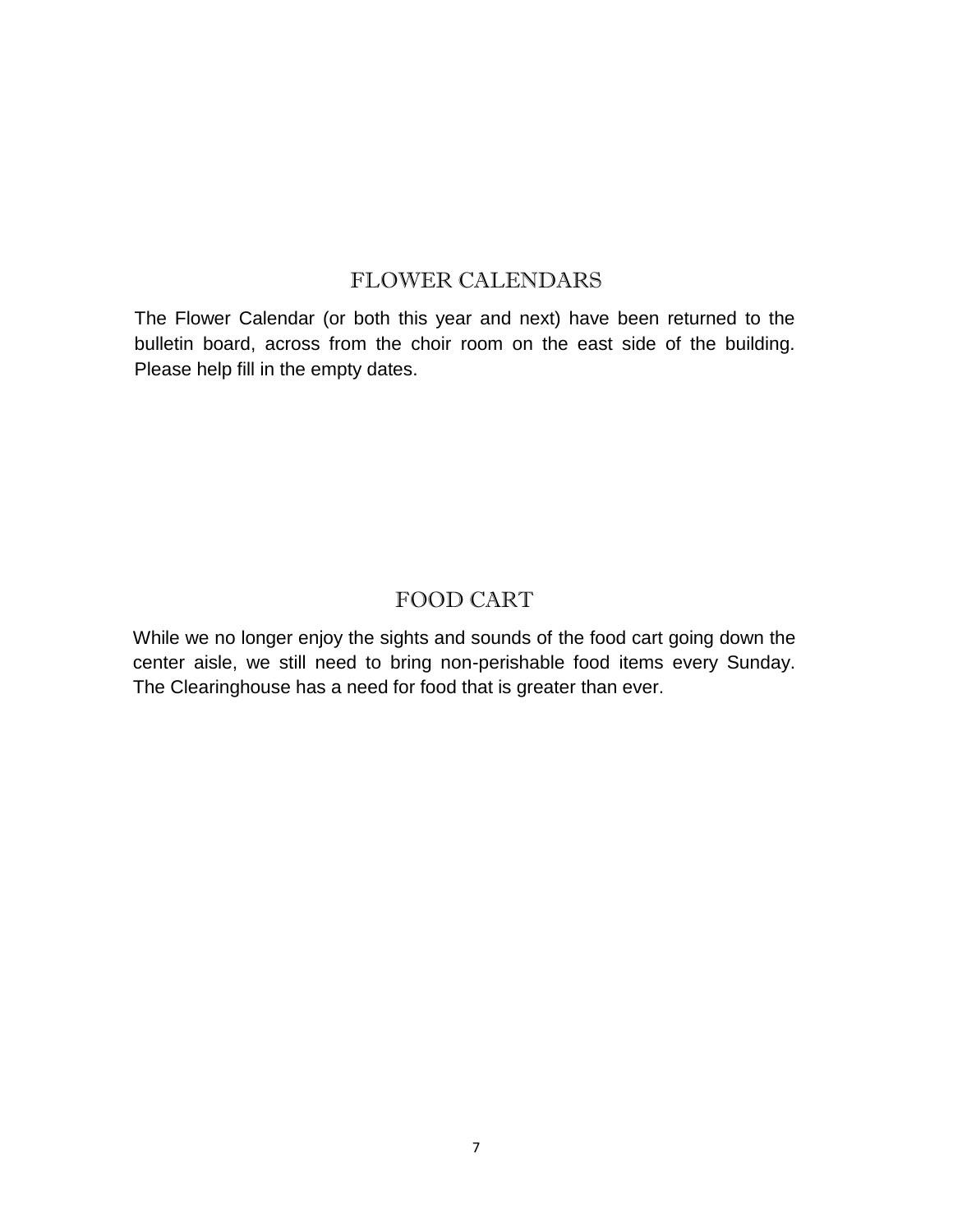## FLOWER CALENDARS

The Flower Calendar (or both this year and next) have been returned to the bulletin board, across from the choir room on the east side of the building. Please help fill in the empty dates.

## FOOD CART

While we no longer enjoy the sights and sounds of the food cart going down the center aisle, we still need to bring non-perishable food items every Sunday. The Clearinghouse has a need for food that is greater than ever.